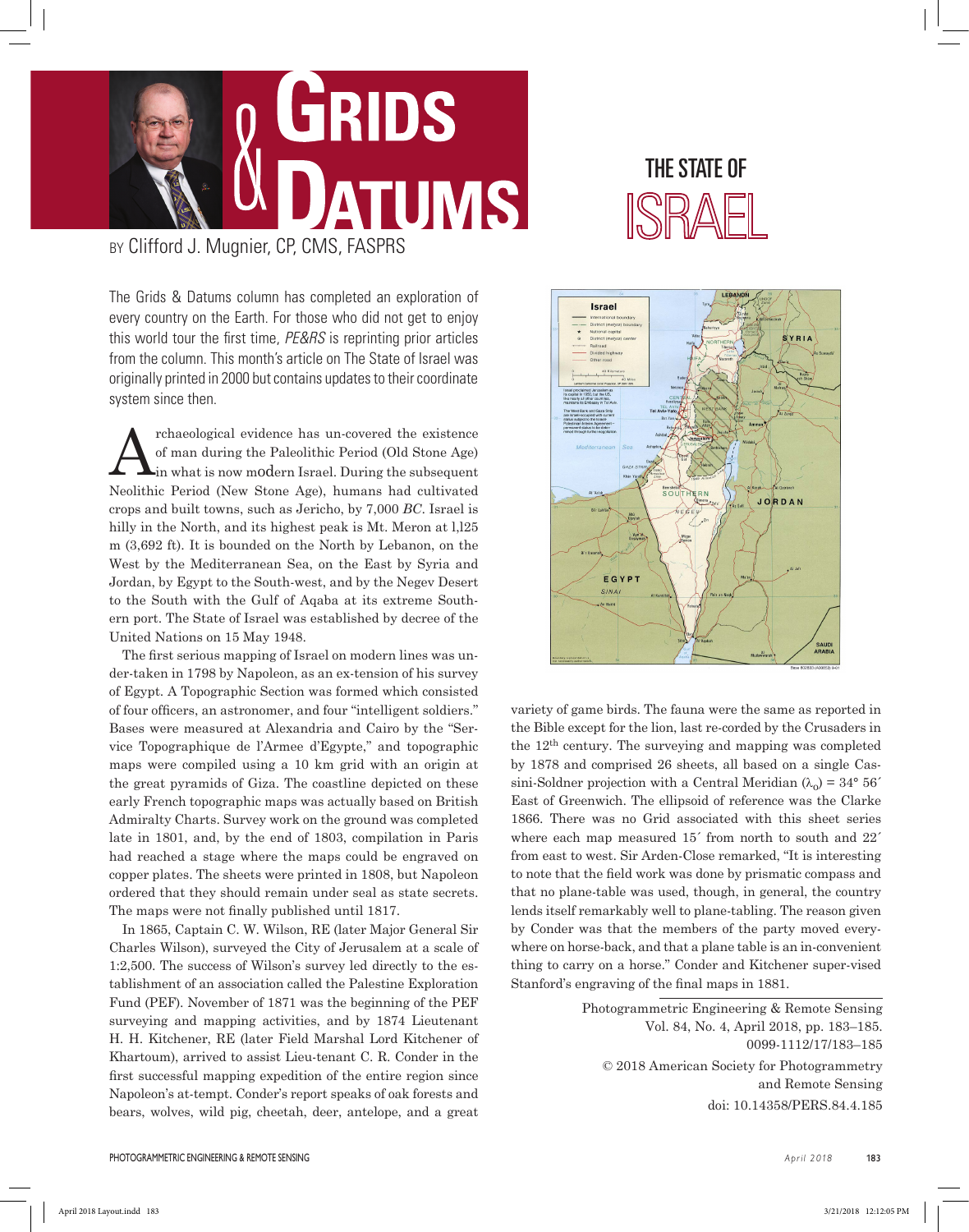# Grids & Datums

## The State of Israel

BY Clifford J. Mugnier, CP, CMS, FASPRS

The Grids & Datums column has completed an exploration of every country on the Earth. For those who did not get to enjoy this world tour the first time, *PE&RS* is reprinting prior articles from the column. This month's article on The State of Israel was originally printed in 2000 but contains updates to their coordinate system since then.

Archaeological evidence has un-covered the existence of man during the Paleolithic Period (Old Stone Age) in what is now modern Israel. During the subsequent Neolithic Period (New Stone Age), humans had cultivated crops and built towns, such as Jericho, by 7,000 *BC*. Israel is hilly in the North, and its highest peak is Mt. Meron at 1,125 m (3,692 ft). It is bounded on the North by Lebanon, on the West by the Mediterranean Sea, on the East by Syria and Jordan, by Egypt to the South-west, and by the Negev Desert to the South with the Gulf of Aqaba at its extreme Southern port. The State of Israel was established by decree of the United Nations on 15 May 1948.

The first serious mapping of Israel on modern lines was under-taken in 1798 by Napoleon, as an ex-tension of his survey of Egypt. A Topographic Section was formed which consisted of four officers, an astronomer, and four "intelligent soldiers." Bases were measured at Alexandria and Cairo by the "Service Topographique de l'Armee d'Egypte," and topographic maps were compiled using a 10 km grid with an origin at the great pyramids of Giza. The coastline depicted on these early French topographic maps was actually based on British Admiralty Charts. Survey work on the ground was completed late in 1801, and, by the end of 1803, compilation in Paris had reached a stage where the maps could be engraved on copper plates. The sheets were printed in 1808, but Napoleon ordered that they should remain under seal as state secrets. The maps were not finally published until 1817.

In 1865, Captain C. W. Wilson, RE (later Major General Sir Charles Wilson), surveyed the City of Jerusalem at a scale of 1:2,500. The success of Wilson's survey led directly to the es-tablishment of an association called the Palestine Exploration Fund (PEF). November of 1871 was the beginning of the PEF surveying and mapping activities, and by 1874 Lieutenant H. H. Kitchener, RE (later Field Marshal Lord Kitchener of Khartoum), arrived to assist Lieu-tenant C. R. Conder in the first successful mapping expedition of the entire region since Napoleon's at-tempt. Conder's report speaks of oak forests and bears, wolves, wild pig, cheetah, deer, antelope, and a great variety of game birds. The fauna were the same as reported in the Bible except for the lion, last re-corded by the Crusaders in the 12th century. The surveying and mapping was completed by 1878 and comprised 26 sheets, all based on a single Cassini-Soldner projection with a Central Meridian ($\lambda_0$) = 34° 56′ East of Greenwich. The ellipsoid of reference was the Clarke 1866. There was no Grid associated with this sheet series where each map measured 15′ from north to south and 22′ from east to west. Sir Arden-Close remarked, "It is interesting to note that the field work was done by prismatic compass and that no plane-table was used, though, in general, the country lends itself remarkably well to plane-tabling. The reason given by Conder was that the members of the party moved every-where on horse-back, and that a plane table is an in-convenient thing to carry on a horse." Conder and Kitchener super-vised Stanford's engraving of the final maps in 1881.

Photogrammetric Engineering & Remote Sensing
Vol. 84, No. 4, April 2018, pp. 183–185.
0099-1112/17/183–185

© 2018 American Society for Photogrammetry and Remote Sensing

doi: 10.14358/PERS.84.4.185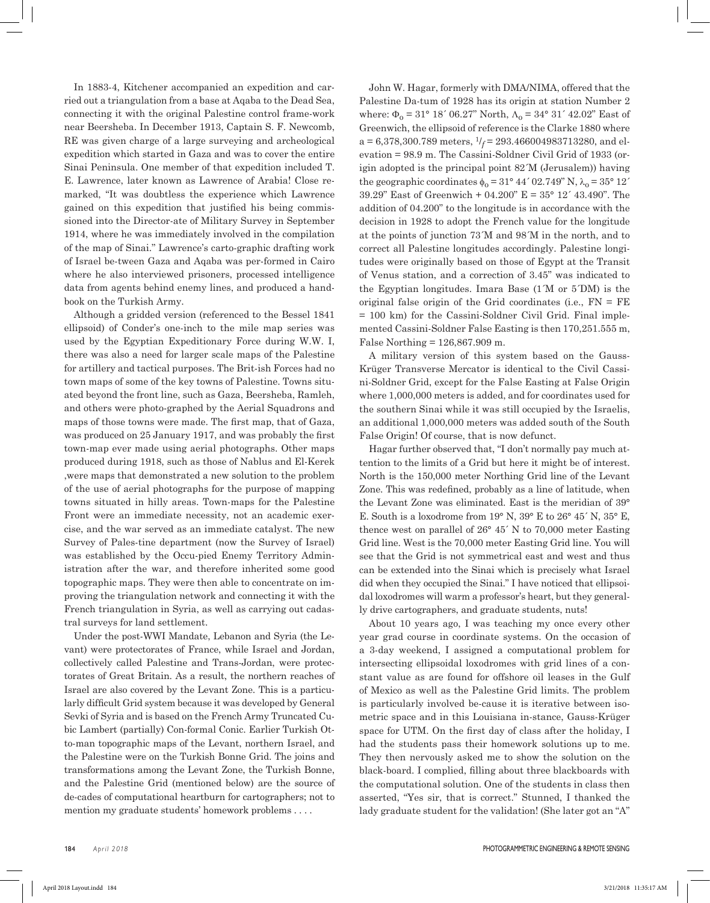In 1883-4, Kitchener accompanied an expedition and carried out a triangulation from a base at Aqaba to the Dead Sea, connecting it with the original Palestine control frame-work near Beersheba. In December 1913, Captain S. F. Newcomb, RE was given charge of a large surveying and archeological expedition which started in Gaza and was to cover the entire Sinai Peninsula. One member of that expedition included T. E. Lawrence, later known as Lawrence of Arabia! Close remarked, "It was doubtless the experience which Lawrence gained on this expedition that justified his being commissioned into the Director-ate of Military Survey in September 1914, where he was immediately involved in the compilation of the map of Sinai." Lawrence's carto-graphic drafting work of Israel be-tween Gaza and Aqaba was per-formed in Cairo where he also interviewed prisoners, processed intelligence data from agents behind enemy lines, and produced a handbook on the Turkish Army.

Although a gridded version (referenced to the Bessel 1841 ellipsoid) of Conder's one-inch to the mile map series was used by the Egyptian Expeditionary Force during W.W. I, there was also a need for larger scale maps of the Palestine for artillery and tactical purposes. The Brit-ish Forces had no town maps of some of the key towns of Palestine. Towns situated beyond the front line, such as Gaza, Beersheba, Ramleh, and others were photo-graphed by the Aerial Squadrons and maps of those towns were made. The first map, that of Gaza, was produced on 25 January 1917, and was probably the first town-map ever made using aerial photographs. Other maps produced during 1918, such as those of Nablus and El-Kerek ,were maps that demonstrated a new solution to the problem of the use of aerial photographs for the purpose of mapping towns situated in hilly areas. Town-maps for the Palestine Front were an immediate necessity, not an academic exercise, and the war served as an immediate catalyst. The new Survey of Pales-tine department (now the Survey of Israel) was established by the Occu-pied Enemy Territory Administration after the war, and therefore inherited some good topographic maps. They were then able to concentrate on improving the triangulation network and connecting it with the French triangulation in Syria, as well as carrying out cadastral surveys for land settlement.

Under the post-WWI Mandate, Lebanon and Syria (the Levant) were protectorates of France, while Israel and Jordan, collectively called Palestine and Trans-Jordan, were protectorates of Great Britain. As a result, the northern reaches of Israel are also covered by the Levant Zone. This is a particularly difficult Grid system because it was developed by General Sevki of Syria and is based on the French Army Truncated Cubic Lambert (partially) Con-formal Conic. Earlier Turkish Otto-man topographic maps of the Levant, northern Israel, and the Palestine were on the Turkish Bonne Grid. The joins and transformations among the Levant Zone, the Turkish Bonne, and the Palestine Grid (mentioned below) are the source of de-cades of computational heartburn for cartographers; not to mention my graduate students' homework problems . . . .

John W. Hagar, formerly with DMA/NIMA, offered that the Palestine Da-tum of 1928 has its origin at station Number 2 where: $\Phi_o = 31° 18' 06.27"$ North, $\Lambda_o = 34° 31' 42.02"$ East of Greenwich, the ellipsoid of reference is the Clarke 1880 where a = 6,378,300.789 meters, $1/f = 293.466004983713280$, and elevation = 98.9 m. The Cassini-Soldner Civil Grid of 1933 (origin adopted is the principal point 82´M (Jerusalem)) having the geographic coordinates $\phi_o = 31° 44' 02.749"$ N, $\lambda_o = 35° 12' 39.29"$ East of Greenwich + 04.200" E = 35° 12´ 43.490". The addition of 04.200" to the longitude is in accordance with the decision in 1928 to adopt the French value for the longitude at the points of junction 73´M and 98´M in the north, and to correct all Palestine longitudes accordingly. Palestine longitudes were originally based on those of Egypt at the Transit of Venus station, and a correction of 3.45" was indicated to the Egyptian longitudes. Imara Base (1´M or 5´DM) is the original false origin of the Grid coordinates (i.e., FN = FE = 100 km) for the Cassini-Soldner Civil Grid. Final implemented Cassini-Soldner False Easting is then 170,251.555 m, False Northing = 126,867.909 m.

A military version of this system based on the Gauss-Krüger Transverse Mercator is identical to the Civil Cassini-Soldner Grid, except for the False Easting at False Origin where 1,000,000 meters is added, and for coordinates used for the southern Sinai while it was still occupied by the Israelis, an additional 1,000,000 meters was added south of the South False Origin! Of course, that is now defunct.

Hagar further observed that, "I don't normally pay much attention to the limits of a Grid but here it might be of interest. North is the 150,000 meter Northing Grid line of the Levant Zone. This was redefined, probably as a line of latitude, when the Levant Zone was eliminated. East is the meridian of 39° E. South is a loxodrome from 19° N, 39° E to 26° 45´ N, 35° E, thence west on parallel of 26° 45´ N to 70,000 meter Easting Grid line. West is the 70,000 meter Easting Grid line. You will see that the Grid is not symmetrical east and west and thus can be extended into the Sinai which is precisely what Israel did when they occupied the Sinai." I have noticed that ellipsoidal loxodromes will warm a professor's heart, but they generally drive cartographers, and graduate students, nuts!

About 10 years ago, I was teaching my once every other year grad course in coordinate systems. On the occasion of a 3-day weekend, I assigned a computational problem for intersecting ellipsoidal loxodromes with grid lines of a constant value as are found for offshore oil leases in the Gulf of Mexico as well as the Palestine Grid limits. The problem is particularly involved be-cause it is iterative between isometric space and in this Louisiana in-stance, Gauss-Krüger space for UTM. On the first day of class after the holiday, I had the students pass their homework solutions up to me. They then nervously asked me to show the solution on the black-board. I complied, filling about three blackboards with the computational solution. One of the students in class then asserted, "Yes sir, that is correct." Stunned, I thanked the lady graduate student for the validation! (She later got an "A"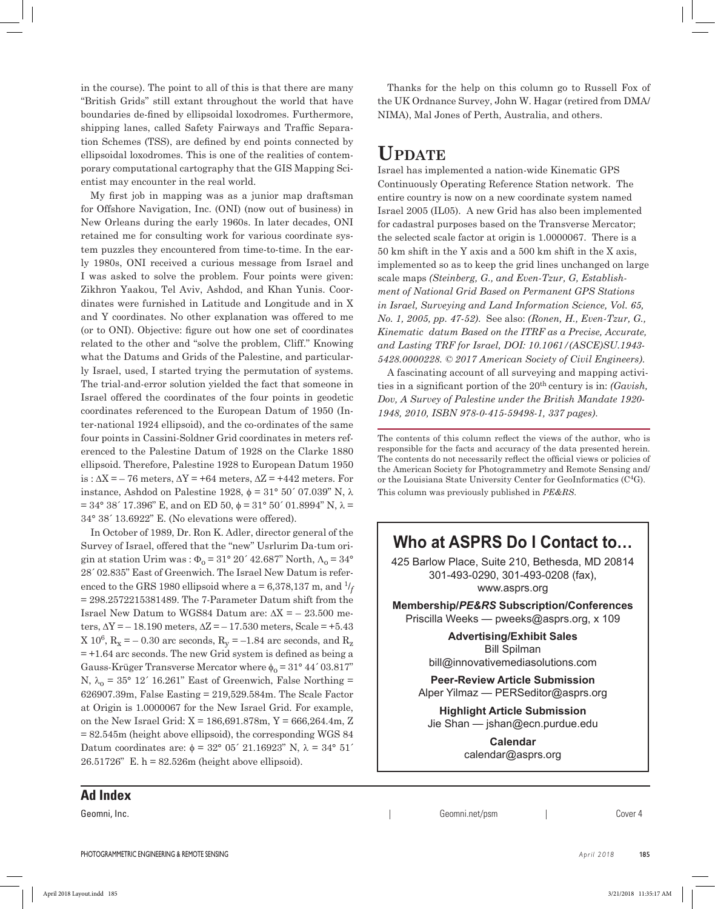in the course). The point to all of this is that there are many "British Grids" still extant throughout the world that have boundaries de-fined by ellipsoidal loxodromes. Furthermore, shipping lanes, called Safety Fairways and Traffic Separation Schemes (TSS), are defined by end points connected by ellipsoidal loxodromes. This is one of the realities of contemporary computational cartography that the GIS Mapping Scientist may encounter in the real world.

My first job in mapping was as a junior map draftsman for Offshore Navigation, Inc. (ONI) (now out of business) in New Orleans during the early 1960s. In later decades, ONI retained me for consulting work for various coordinate system puzzles they encountered from time-to-time. In the early 1980s, ONI received a curious message from Israel and I was asked to solve the problem. Four points were given: Zikhron Yaakou, Tel Aviv, Ashdod, and Khan Yunis. Coordinates were furnished in Latitude and Longitude and in X and Y coordinates. No other explanation was offered to me (or to ONI). Objective: figure out how one set of coordinates related to the other and "solve the problem, Cliff." Knowing what the Datums and Grids of the Palestine, and particularly Israel, used, I started trying the permutation of systems. The trial-and-error solution yielded the fact that someone in Israel offered the coordinates of the four points in geodetic coordinates referenced to the European Datum of 1950 (International 1924 ellipsoid), and the co-ordinates of the same four points in Cassini-Soldner Grid coordinates in meters referenced to the Palestine Datum of 1928 on the Clarke 1880 ellipsoid. Therefore, Palestine 1928 to European Datum 1950 is : $\Delta X = -76$ meters, $\Delta Y = +64$ meters, $\Delta Z = +442$ meters. For instance, Ashdod on Palestine 1928, $\phi = 31° 50' 07.039"$ N, $\lambda = 34° 38' 17.396"$ E, and on ED 50, $\phi = 31° 50' 01.8994"$ N, $\lambda = 34° 38' 13.6922"$ E. (No elevations were offered).

In October of 1989, Dr. Ron K. Adler, director general of the Survey of Israel, offered that the "new" Usrlurim Da-tum origin at station Urim was : $\Phi_o = 31° 20' 42.687"$ North, $\Lambda_o = 34° 28' 02.835"$ East of Greenwich. The Israel New Datum is referenced to the GRS 1980 ellipsoid where a = 6,378,137 m, and $^1/_f = 298.2572215381489$. The 7-Parameter Datum shift from the Israel New Datum to WGS84 Datum are: $\Delta X = -23.500$ meters, $\Delta Y = -18.190$ meters, $\Delta Z = -17.530$ meters, Scale = $+5.43 \times 10^6$, $R_x = -0.30$ arc seconds, $R_y = -1.84$ arc seconds, and $R_z = +1.64$ arc seconds. The new Grid system is defined as being a Gauss-Krüger Transverse Mercator where $\phi_o = 31° 44' 03.817"$ N, $\lambda_o = 35° 12' 16.261"$ East of Greenwich, False Northing = 626907.39m, False Easting = 219,529.584m. The Scale Factor at Origin is 1.0000067 for the New Israel Grid. For example, on the New Israel Grid: X = 186,691.878m, Y = 666,264.4m, Z = 82.545m (height above ellipsoid), the corresponding WGS 84 Datum coordinates are: $\phi = 32° 05' 21.16923"$ N, $\lambda = 34° 51' 26.51726"$ E. h = 82.526m (height above ellipsoid).

Thanks for the help on this column go to Russell Fox of the UK Ordnance Survey, John W. Hagar (retired from DMA/NIMA), Mal Jones of Perth, Australia, and others.

## Update

Israel has implemented a nation-wide Kinematic GPS Continuously Operating Reference Station network. The entire country is now on a new coordinate system named Israel 2005 (IL05). A new Grid has also been implemented for cadastral purposes based on the Transverse Mercator; the selected scale factor at origin is 1.0000067. There is a 50 km shift in the Y axis and a 500 km shift in the X axis, implemented so as to keep the grid lines unchanged on large scale maps *(Steinberg, G., and Even-Tzur, G, Establishment of National Grid Based on Permanent GPS Stations in Israel, Surveying and Land Information Science, Vol. 65, No. 1, 2005, pp. 47-52).* See also: *(Ronen, H., Even-Tzur, G., Kinematic datum Based on the ITRF as a Precise, Accurate, and Lasting TRF for Israel, DOI: 10.1061/(ASCE)SU.1943-5428.0000228. © 2017 American Society of Civil Engineers).*

A fascinating account of all surveying and mapping activities in a significant portion of the 20th century is in: *(Gavish, Dov, A Survey of Palestine under the British Mandate 1920-1948, 2010, ISBN 978-0-415-59498-1, 337 pages).*

The contents of this column reflect the views of the author, who is responsible for the facts and accuracy of the data presented herein. The contents do not necessarily reflect the official views or policies of the American Society for Photogrammetry and Remote Sensing and/or the Louisiana State University Center for GeoInformatics ($C^4G$). This column was previously published in *PE&RS*.

## Who at ASPRS Do I Contact to…

425 Barlow Place, Suite 210, Bethesda, MD 20814
301-493-0290, 301-493-0208 (fax),
www.asprs.org

**Membership/*PE&RS* Subscription/Conferences**
Priscilla Weeks — pweeks@asprs.org, x 109

**Advertising/Exhibit Sales**
Bill Spilman
bill@innovativemediasolutions.com

**Peer-Review Article Submission**
Alper Yilmaz — PERSeditor@asprs.org

**Highlight Article Submission**
Jie Shan — jshan@ecn.purdue.edu

**Calendar**
calendar@asprs.org

## Ad Index

| | | |
|---|---|---|
| Geomni, Inc. | Geomni.net/psm | Cover 4 |